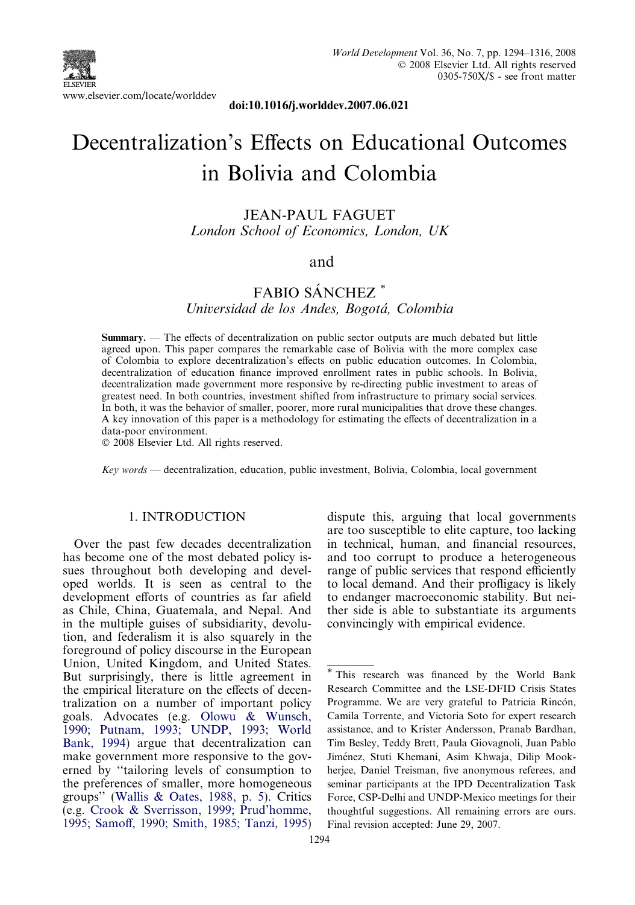doi:10.1016/j.worlddev.2007.06.021

# Decentralization's Effects on Educational Outcomes in Bolivia and Colombia

JEAN-PAUL FAGUET
*London School of Economics, London, UK*

and

FABIO SÁNCHEZ *
*Universidad de los Andes, Bogotá, Colombia*

**Summary.** — The effects of decentralization on public sector outputs are much debated but little agreed upon. This paper compares the remarkable case of Bolivia with the more complex case of Colombia to explore decentralization's effects on public education outcomes. In Colombia, decentralization of education finance improved enrollment rates in public schools. In Bolivia, decentralization made government more responsive by re-directing public investment to areas of greatest need. In both countries, investment shifted from infrastructure to primary social services. In both, it was the behavior of smaller, poorer, more rural municipalities that drove these changes. A key innovation of this paper is a methodology for estimating the effects of decentralization in a data-poor environment.
© 2008 Elsevier Ltd. All rights reserved.

*Key words* — decentralization, education, public investment, Bolivia, Colombia, local government

## 1. INTRODUCTION

Over the past few decades decentralization has become one of the most debated policy issues throughout both developing and developed worlds. It is seen as central to the development efforts of countries as far afield as Chile, China, Guatemala, and Nepal. And in the multiple guises of subsidiarity, devolution, and federalism it is also squarely in the foreground of policy discourse in the European Union, United Kingdom, and United States. But surprisingly, there is little agreement in the empirical literature on the effects of decentralization on a number of important policy goals. Advocates (e.g. Olowu & Wunsch, 1990; Putnam, 1993; UNDP, 1993; World Bank, 1994) argue that decentralization can make government more responsive to the governed by "tailoring levels of consumption to the preferences of smaller, more homogeneous groups" (Wallis & Oates, 1988, p. 5). Critics (e.g. Crook & Sverrisson, 1999; Prud'homme, 1995; Samoff, 1990; Smith, 1985; Tanzi, 1995) dispute this, arguing that local governments are too susceptible to elite capture, too lacking in technical, human, and financial resources, and too corrupt to produce a heterogeneous range of public services that respond efficiently to local demand. And their profligacy is likely to endanger macroeconomic stability. But neither side is able to substantiate its arguments convincingly with empirical evidence.

---

* This research was financed by the World Bank Research Committee and the LSE-DFID Crisis States Programme. We are very grateful to Patricia Rincón, Camila Torrente, and Victoria Soto for expert research assistance, and to Krister Andersson, Pranab Bardhan, Tim Besley, Teddy Brett, Paula Giovagnoli, Juan Pablo Jiménez, Stuti Khemani, Asim Khwaja, Dilip Mookherjee, Daniel Treisman, five anonymous referees, and seminar participants at the IPD Decentralization Task Force, CSP-Delhi and UNDP-Mexico meetings for their thoughtful suggestions. All remaining errors are ours. Final revision accepted: June 29, 2007.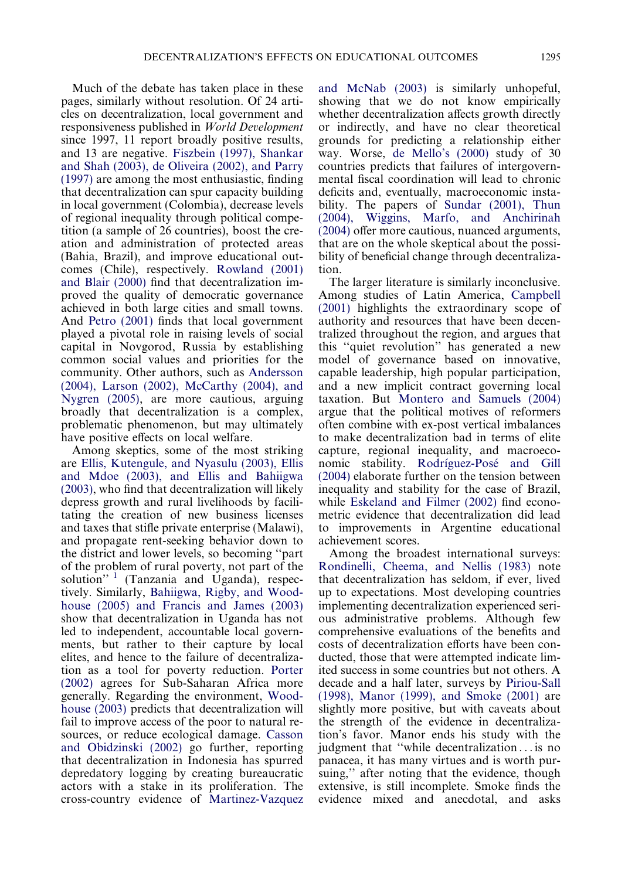Much of the debate has taken place in these pages, similarly without resolution. Of 24 articles on decentralization, local government and responsiveness published in *World Development* since 1997, 11 report broadly positive results, and 13 are negative. Fiszbein (1997), Shankar and Shah (2003), de Oliveira (2002), and Parry (1997) are among the most enthusiastic, finding that decentralization can spur capacity building in local government (Colombia), decrease levels of regional inequality through political competition (a sample of 26 countries), boost the creation and administration of protected areas (Bahia, Brazil), and improve educational outcomes (Chile), respectively. Rowland (2001) and Blair (2000) find that decentralization improved the quality of democratic governance achieved in both large cities and small towns. And Petro (2001) finds that local government played a pivotal role in raising levels of social capital in Novgorod, Russia by establishing common social values and priorities for the community. Other authors, such as Andersson (2004), Larson (2002), McCarthy (2004), and Nygren (2005), are more cautious, arguing broadly that decentralization is a complex, problematic phenomenon, but may ultimately have positive effects on local welfare.

Among skeptics, some of the most striking are Ellis, Kutengule, and Nyasulu (2003), Ellis and Mdoe (2003), and Ellis and Bahiigwa (2003), who find that decentralization will likely depress growth and rural livelihoods by facilitating the creation of new business licenses and taxes that stifle private enterprise (Malawi), and propagate rent-seeking behavior down to the district and lower levels, so becoming "part of the problem of rural poverty, not part of the solution" [1] (Tanzania and Uganda), respectively. Similarly, Bahiigwa, Rigby, and Woodhouse (2005) and Francis and James (2003) show that decentralization in Uganda has not led to independent, accountable local governments, but rather to their capture by local elites, and hence to the failure of decentralization as a tool for poverty reduction. Porter (2002) agrees for Sub-Saharan Africa more generally. Regarding the environment, Woodhouse (2003) predicts that decentralization will fail to improve access of the poor to natural resources, or reduce ecological damage. Casson and Obidzinski (2002) go further, reporting that decentralization in Indonesia has spurred depredatory logging by creating bureaucratic actors with a stake in its proliferation. The cross-country evidence of Martinez-Vazquez and McNab (2003) is similarly unhopeful, showing that we do not know empirically whether decentralization affects growth directly or indirectly, and have no clear theoretical grounds for predicting a relationship either way. Worse, de Mello's (2000) study of 30 countries predicts that failures of intergovernmental fiscal coordination will lead to chronic deficits and, eventually, macroeconomic instability. The papers of Sundar (2001), Thun (2004), Wiggins, Marfo, and Anchirinah (2004) offer more cautious, nuanced arguments, that are on the whole skeptical about the possibility of beneficial change through decentralization.

The larger literature is similarly inconclusive. Among studies of Latin America, Campbell (2001) highlights the extraordinary scope of authority and resources that have been decentralized throughout the region, and argues that this "quiet revolution" has generated a new model of governance based on innovative, capable leadership, high popular participation, and a new implicit contract governing local taxation. But Montero and Samuels (2004) argue that the political motives of reformers often combine with ex-post vertical imbalances to make decentralization bad in terms of elite capture, regional inequality, and macroeconomic stability. Rodríguez-Posé and Gill (2004) elaborate further on the tension between inequality and stability for the case of Brazil, while Eskeland and Filmer (2002) find econometric evidence that decentralization did lead to improvements in Argentine educational achievement scores.

Among the broadest international surveys: Rondinelli, Cheema, and Nellis (1983) note that decentralization has seldom, if ever, lived up to expectations. Most developing countries implementing decentralization experienced serious administrative problems. Although few comprehensive evaluations of the benefits and costs of decentralization efforts have been conducted, those that were attempted indicate limited success in some countries but not others. A decade and a half later, surveys by Piriou-Sall (1998), Manor (1999), and Smoke (2001) are slightly more positive, but with caveats about the strength of the evidence in decentralization's favor. Manor ends his study with the judgment that "while decentralization... is no panacea, it has many virtues and is worth pursuing," after noting that the evidence, though extensive, is still incomplete. Smoke finds the evidence mixed and anecdotal, and asks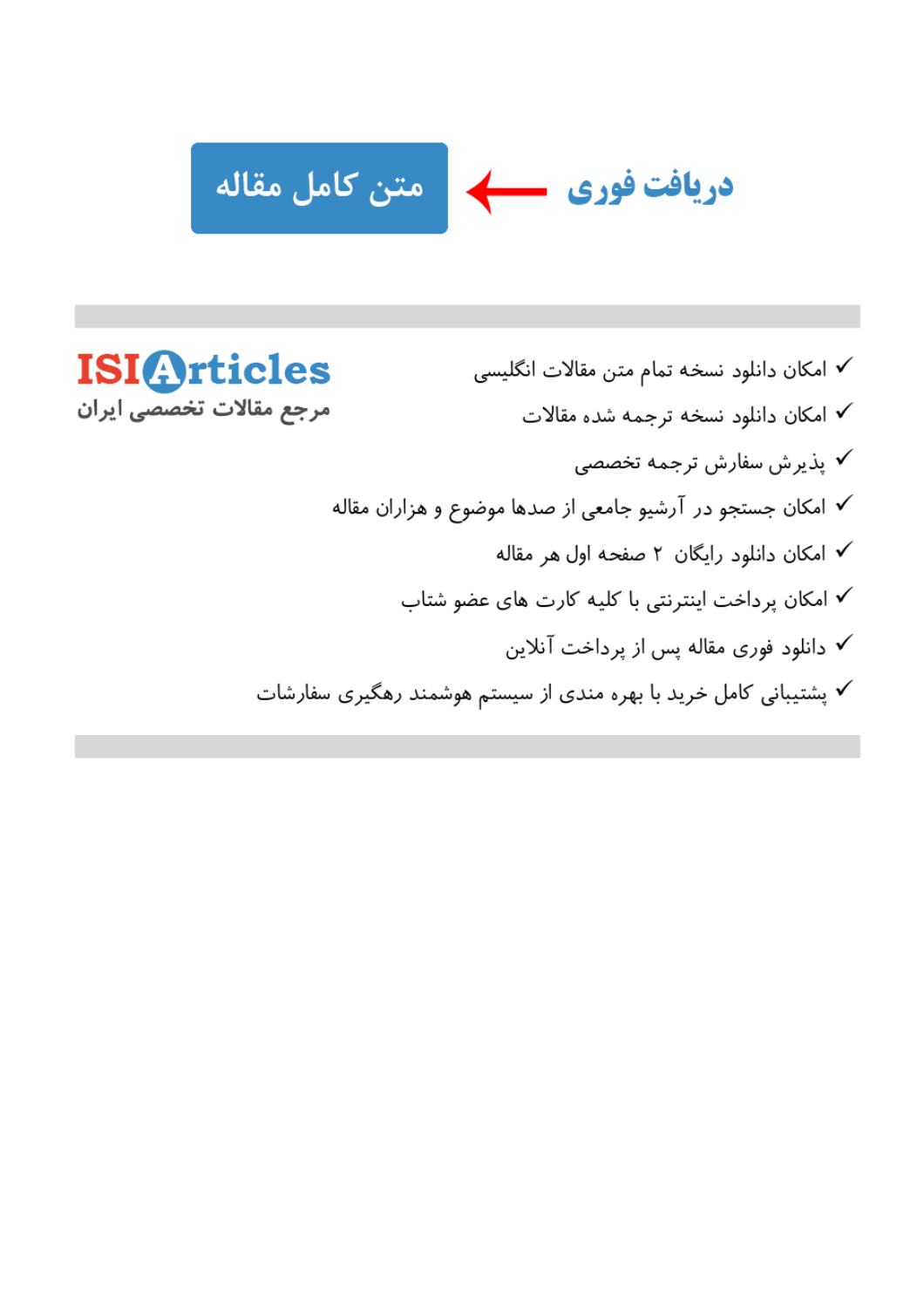دریافت فوری ← متن کامل مقاله

ISIArticles
مرجع مقالات تخصصی ایران

- ✓ امکان دانلود نسخه تمام متن مقالات انگلیسی
- ✓ امکان دانلود نسخه ترجمه شده مقالات
- ✓ پذیرش سفارش ترجمه تخصصی
- ✓ امکان جستجو در آرشیو جامعی از صدها موضوع و هزاران مقاله
- ✓ امکان دانلود رایگان ۲ صفحه اول هر مقاله
- ✓ امکان پرداخت اینترنتی با کلیه کارت های عضو شتاب
- ✓ دانلود فوری مقاله پس از پرداخت آنلاین
- ✓ پشتیبانی کامل خرید با بهره مندی از سیستم هوشمند رهگیری سفارشات